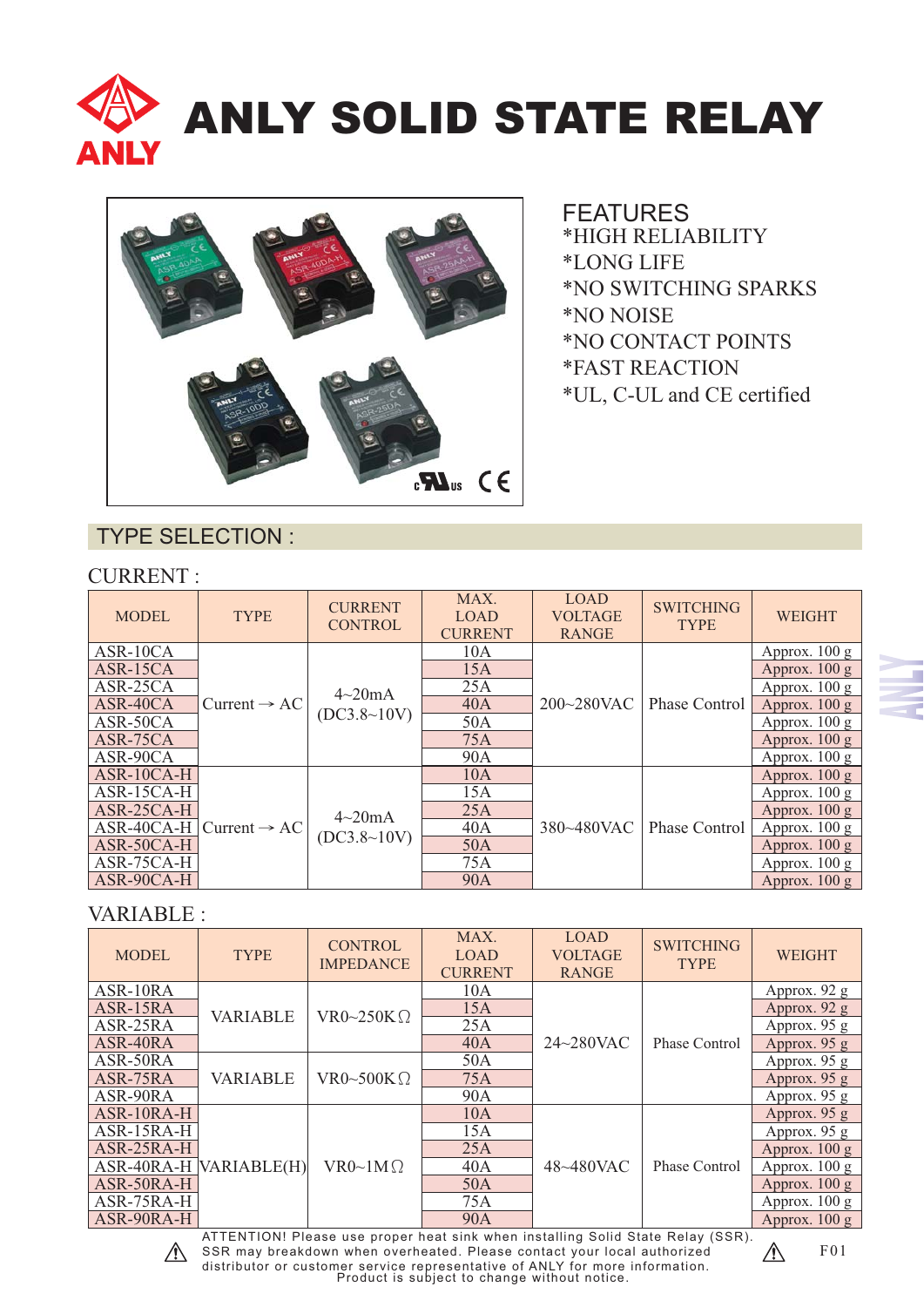# ANLY SOLID STATE RELAY

## FEATURES

*HIGH RELIABILITY
*LONG LIFE
*NO SWITCHING SPARKS
*NO NOISE
*NO CONTACT POINTS
*FAST REACTION
*UL, C-UL and CE certified

## TYPE SELECTION :

### CURRENT :

| MODEL | TYPE | CURRENT CONTROL | MAX. LOAD CURRENT | LOAD VOLTAGE RANGE | SWITCHING TYPE | WEIGHT |
|---|---|---|---|---|---|---|
| ASR-10CA | Current → AC | 4~20mA (DC3.8~10V) | 10A | 200~280VAC | Phase Control | Approx. 100 g |
| ASR-15CA | | | 15A | | | Approx. 100 g |
| ASR-25CA | | | 25A | | | Approx. 100 g |
| ASR-40CA | | | 40A | | | Approx. 100 g |
| ASR-50CA | | | 50A | | | Approx. 100 g |
| ASR-75CA | | | 75A | | | Approx. 100 g |
| ASR-90CA | | | 90A | | | Approx. 100 g |
| ASR-10CA-H | Current → AC | 4~20mA (DC3.8~10V) | 10A | 380~480VAC | Phase Control | Approx. 100 g |
| ASR-15CA-H | | | 15A | | | Approx. 100 g |
| ASR-25CA-H | | | 25A | | | Approx. 100 g |
| ASR-40CA-H | | | 40A | | | Approx. 100 g |
| ASR-50CA-H | | | 50A | | | Approx. 100 g |
| ASR-75CA-H | | | 75A | | | Approx. 100 g |
| ASR-90CA-H | | | 90A | | | Approx. 100 g |

### VARIABLE :

| MODEL | TYPE | CONTROL IMPEDANCE | MAX. LOAD CURRENT | LOAD VOLTAGE RANGE | SWITCHING TYPE | WEIGHT |
|---|---|---|---|---|---|---|
| ASR-10RA | VARIABLE | VR0~250KΩ | 10A | 24~280VAC | Phase Control | Approx. 92 g |
| ASR-15RA | | | 15A | | | Approx. 92 g |
| ASR-25RA | | | 25A | | | Approx. 95 g |
| ASR-40RA | | | 40A | | | Approx. 95 g |
| ASR-50RA | VARIABLE | VR0~500KΩ | 50A | | | Approx. 95 g |
| ASR-75RA | | | 75A | | | Approx. 95 g |
| ASR-90RA | | | 90A | | | Approx. 95 g |
| ASR-10RA-H | VARIABLE(H) | VR0~1MΩ | 10A | 48~480VAC | Phase Control | Approx. 95 g |
| ASR-15RA-H | | | 15A | | | Approx. 95 g |
| ASR-25RA-H | | | 25A | | | Approx. 100 g |
| ASR-40RA-H | | | 40A | | | Approx. 100 g |
| ASR-50RA-H | | | 50A | | | Approx. 100 g |
| ASR-75RA-H | | | 75A | | | Approx. 100 g |
| ASR-90RA-H | | | 90A | | | Approx. 100 g |

⚠ ATTENTION! Please use proper heat sink when installing Solid State Relay (SSR). SSR may breakdown when overheated. Please contact your local authorized distributor or customer service representative of ANLY for more information. Product is subject to change without notice.

F01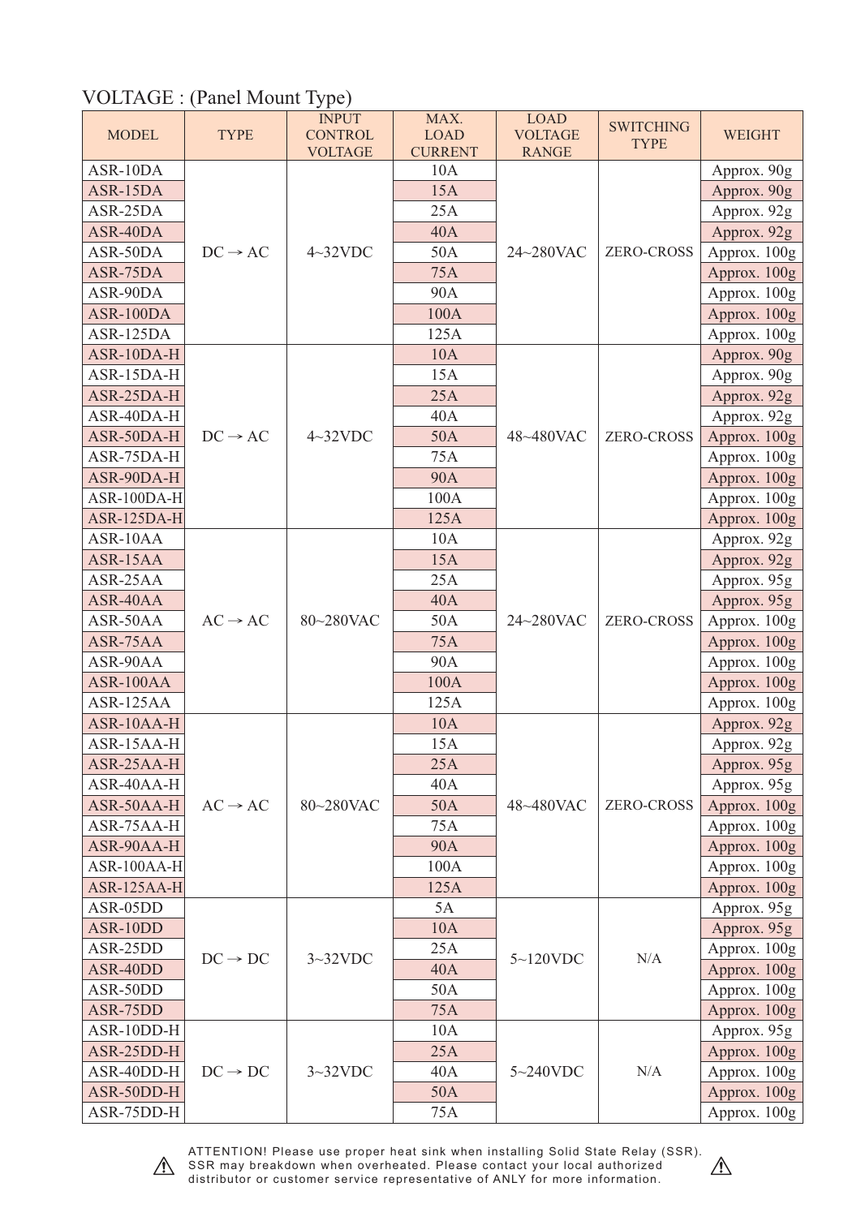## VOLTAGE : (Panel Mount Type)

| MODEL | TYPE | INPUT CONTROL VOLTAGE | MAX. LOAD CURRENT | LOAD VOLTAGE RANGE | SWITCHING TYPE | WEIGHT |
|---|---|---|---|---|---|---|
| ASR-10DA | DC → AC | 4~32VDC | 10A | 24~280VAC | ZERO-CROSS | Approx. 90g |
| ASR-15DA | | | 15A | | | Approx. 90g |
| ASR-25DA | | | 25A | | | Approx. 92g |
| ASR-40DA | | | 40A | | | Approx. 92g |
| ASR-50DA | | | 50A | | | Approx. 100g |
| ASR-75DA | | | 75A | | | Approx. 100g |
| ASR-90DA | | | 90A | | | Approx. 100g |
| ASR-100DA | | | 100A | | | Approx. 100g |
| ASR-125DA | | | 125A | | | Approx. 100g |
| ASR-10DA-H | DC → AC | 4~32VDC | 10A | 48~480VAC | ZERO-CROSS | Approx. 90g |
| ASR-15DA-H | | | 15A | | | Approx. 90g |
| ASR-25DA-H | | | 25A | | | Approx. 92g |
| ASR-40DA-H | | | 40A | | | Approx. 92g |
| ASR-50DA-H | | | 50A | | | Approx. 100g |
| ASR-75DA-H | | | 75A | | | Approx. 100g |
| ASR-90DA-H | | | 90A | | | Approx. 100g |
| ASR-100DA-H | | | 100A | | | Approx. 100g |
| ASR-125DA-H | | | 125A | | | Approx. 100g |
| ASR-10AA | AC → AC | 80~280VAC | 10A | 24~280VAC | ZERO-CROSS | Approx. 92g |
| ASR-15AA | | | 15A | | | Approx. 92g |
| ASR-25AA | | | 25A | | | Approx. 95g |
| ASR-40AA | | | 40A | | | Approx. 95g |
| ASR-50AA | | | 50A | | | Approx. 100g |
| ASR-75AA | | | 75A | | | Approx. 100g |
| ASR-90AA | | | 90A | | | Approx. 100g |
| ASR-100AA | | | 100A | | | Approx. 100g |
| ASR-125AA | | | 125A | | | Approx. 100g |
| ASR-10AA-H | AC → AC | 80~280VAC | 10A | 48~480VAC | ZERO-CROSS | Approx. 92g |
| ASR-15AA-H | | | 15A | | | Approx. 92g |
| ASR-25AA-H | | | 25A | | | Approx. 95g |
| ASR-40AA-H | | | 40A | | | Approx. 95g |
| ASR-50AA-H | | | 50A | | | Approx. 100g |
| ASR-75AA-H | | | 75A | | | Approx. 100g |
| ASR-90AA-H | | | 90A | | | Approx. 100g |
| ASR-100AA-H | | | 100A | | | Approx. 100g |
| ASR-125AA-H | | | 125A | | | Approx. 100g |
| ASR-05DD | DC → DC | 3~32VDC | 5A | 5~120VDC | N/A | Approx. 95g |
| ASR-10DD | | | 10A | | | Approx. 95g |
| ASR-25DD | | | 25A | | | Approx. 100g |
| ASR-40DD | | | 40A | | | Approx. 100g |
| ASR-50DD | | | 50A | | | Approx. 100g |
| ASR-75DD | | | 75A | | | Approx. 100g |
| ASR-10DD-H | DC → DC | 3~32VDC | 10A | 5~240VDC | N/A | Approx. 95g |
| ASR-25DD-H | | | 25A | | | Approx. 100g |
| ASR-40DD-H | | | 40A | | | Approx. 100g |
| ASR-50DD-H | | | 50A | | | Approx. 100g |
| ASR-75DD-H | | | 75A | | | Approx. 100g |

⚠ ATTENTION! Please use proper heat sink when installing Solid State Relay (SSR). SSR may breakdown when overheated. Please contact your local authorized distributor or customer service representative of ANLY for more information. ⚠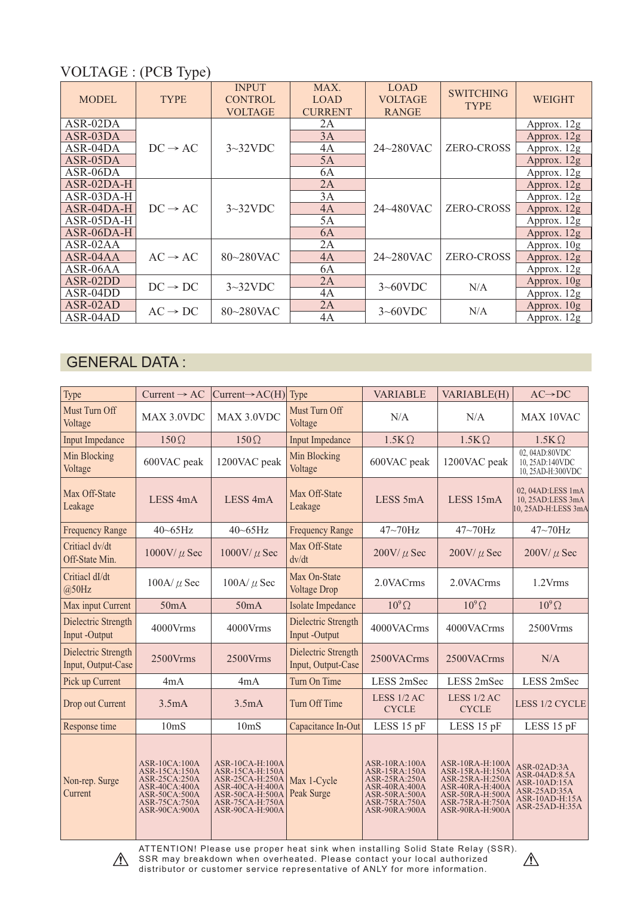## VOLTAGE : (PCB Type)

| MODEL | TYPE | INPUT CONTROL VOLTAGE | MAX. LOAD CURRENT | LOAD VOLTAGE RANGE | SWITCHING TYPE | WEIGHT |
|---|---|---|---|---|---|---|
| ASR-02DA | DC → AC | 3~32VDC | 2A | 24~280VAC | ZERO-CROSS | Approx. 12g |
| ASR-03DA | | | 3A | | | Approx. 12g |
| ASR-04DA | | | 4A | | | Approx. 12g |
| ASR-05DA | | | 5A | | | Approx. 12g |
| ASR-06DA | | | 6A | | | Approx. 12g |
| ASR-02DA-H | DC → AC | 3~32VDC | 2A | 24~480VAC | ZERO-CROSS | Approx. 12g |
| ASR-03DA-H | | | 3A | | | Approx. 12g |
| ASR-04DA-H | | | 4A | | | Approx. 12g |
| ASR-05DA-H | | | 5A | | | Approx. 12g |
| ASR-06DA-H | | | 6A | | | Approx. 12g |
| ASR-02AA | AC → AC | 80~280VAC | 2A | 24~280VAC | ZERO-CROSS | Approx. 10g |
| ASR-04AA | | | 4A | | | Approx. 12g |
| ASR-06AA | | | 6A | | | Approx. 12g |
| ASR-02DD | DC → DC | 3~32VDC | 2A | 3~60VDC | N/A | Approx. 10g |
| ASR-04DD | | | 4A | | | Approx. 12g |
| ASR-02AD | AC → DC | 80~280VAC | 2A | 3~60VDC | N/A | Approx. 10g |
| ASR-04AD | | | 4A | | | Approx. 12g |

## GENERAL DATA :

| Type | Current → AC | Current→AC(H) | Type | VARIABLE | VARIABLE(H) | AC→DC |
|---|---|---|---|---|---|---|
| Must Turn Off Voltage | MAX 3.0VDC | MAX 3.0VDC | Must Turn Off Voltage | N/A | N/A | MAX 10VAC |
| Input Impedance | 150Ω | 150Ω | Input Impedance | 1.5KΩ | 1.5KΩ | 1.5KΩ |
| Min Blocking Voltage | 600VAC peak | 1200VAC peak | Min Blocking Voltage | 600VAC peak | 1200VAC peak | 02, 04AD:80VDC<br>10, 25AD:140VDC<br>10, 25AD-H:300VDC |
| Max Off-State Leakage | LESS 4mA | LESS 4mA | Max Off-State Leakage | LESS 5mA | LESS 15mA | 02, 04AD:LESS 1mA<br>10, 25AD:LESS 3mA<br>10, 25AD-H:LESS 3mA |
| Frequency Range | 40~65Hz | 40~65Hz | Frequency Range | 47~70Hz | 47~70Hz | 47~70Hz |
| Critiacl dv/dt Off-State Min. | 1000V/μSec | 1000V/μSec | Max Off-State dv/dt | 200V/μSec | 200V/μSec | 200V/μSec |
| Critiacl dI/dt @50Hz | 100A/μSec | 100A/μSec | Max On-State Voltage Drop | 2.0VACrms | 2.0VACrms | 1.2Vrms |
| Max input Current | 50mA | 50mA | Isolate Impedance | $10^9$Ω | $10^9$Ω | $10^9$Ω |
| Dielectric Strength Input -Output | 4000Vrms | 4000Vrms | Dielectric Strength Input -Output | 4000VACrms | 4000VACrms | 2500Vrms |
| Dielectric Strength Input, Output-Case | 2500Vrms | 2500Vrms | Dielectric Strength Input, Output-Case | 2500VACrms | 2500VACrms | N/A |
| Pick up Current | 4mA | 4mA | Turn On Time | LESS 2mSec | LESS 2mSec | LESS 2mSec |
| Drop out Current | 3.5mA | 3.5mA | Turn Off Time | LESS 1/2 AC CYCLE | LESS 1/2 AC CYCLE | LESS 1/2 CYCLE |
| Response time | 10mS | 10mS | Capacitance In-Out | LESS 15 pF | LESS 15 pF | LESS 15 pF |
| Non-rep. Surge Current | ASR-10CA:100A<br>ASR-15CA:150A<br>ASR-25CA:250A<br>ASR-40CA:400A<br>ASR-50CA:500A<br>ASR-75CA:750A<br>ASR-90CA:900A | ASR-10CA-H:100A<br>ASR-15CA-H:150A<br>ASR-25CA-H:250A<br>ASR-40CA-H:400A<br>ASR-50CA-H:500A<br>ASR-75CA-H:750A<br>ASR-90CA-H:900A | Max 1-Cycle Peak Surge | ASR-10RA:100A<br>ASR-15RA:150A<br>ASR-25RA:250A<br>ASR-40RA:400A<br>ASR-50RA:500A<br>ASR-75RA:750A<br>ASR-90RA:900A | ASR-10RA-H:100A<br>ASR-15RA-H:150A<br>ASR-25RA-H:250A<br>ASR-40RA-H:400A<br>ASR-50RA-H:500A<br>ASR-75RA-H:750A<br>ASR-90RA-H:900A | ASR-02AD:3A<br>ASR-04AD:8.5A<br>ASR-10AD:15A<br>ASR-25AD:35A<br>ASR-10AD-H:15A<br>ASR-25AD-H:35A |

⚠ ATTENTION! Please use proper heat sink when installing Solid State Relay (SSR). SSR may breakdown when overheated. Please contact your local authorized distributor or customer service representative of ANLY for more information. ⚠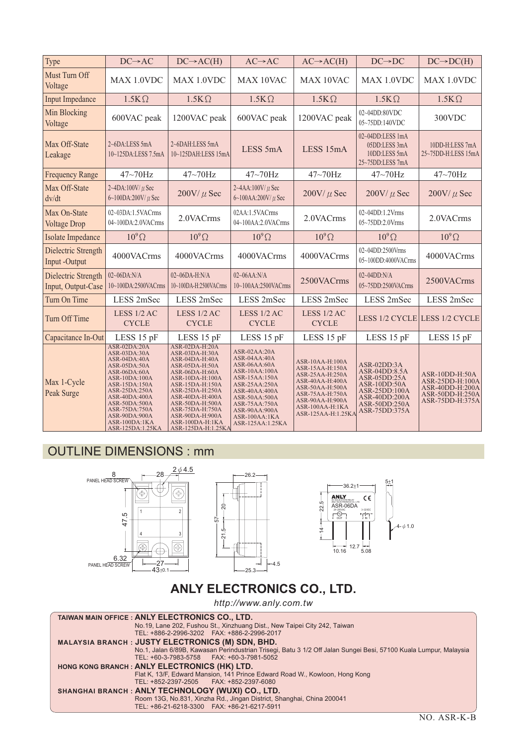| Type | DC→AC | DC→AC(H) | AC→AC | AC→AC(H) | DC→DC | DC→DC(H) |
|---|---|---|---|---|---|---|
| Must Turn Off Voltage | MAX 1.0VDC | MAX 1.0VDC | MAX 10VAC | MAX 10VAC | MAX 1.0VDC | MAX 1.0VDC |
| Input Impedance | 1.5KΩ | 1.5KΩ | 1.5KΩ | 1.5KΩ | 1.5KΩ | 1.5KΩ |
| Min Blocking Voltage | 600VAC peak | 1200VAC peak | 600VAC peak | 1200VAC peak | 02~04DD:80VDC<br>05~75DD:140VDC | 300VDC |
| Max Off-State Leakage | 2~6DA:LESS 5mA<br>10~125DA:LESS 7.5mA | 2~6DAH:LESS 5mA<br>10~125DAH:LESS 15mA | LESS 5mA | LESS 15mA | 02~04DD:LESS 1mA<br>05DD:LESS 3mA<br>10DD:LESS 5mA<br>25~75DD:LESS 7mA | 10DD-H:LESS 7mA<br>25~75DD-H:LESS 15mA |
| Frequency Range | 47~70Hz | 47~70Hz | 47~70Hz | 47~70Hz | 47~70Hz | 47~70Hz |
| Max Off-State dv/dt | 2~4DA:100V/μSec<br>6~100DA:200V/μSec | 200V/μSec | 2~4AA:100V/μSec<br>6~100AA:200V/μSec | 200V/μSec | 200V/μSec | 200V/μSec |
| Max On-State Voltage Drop | 02~03DA:1.5VACrms<br>04~100DA:2.0VACrms | 2.0VACrms | 02AA:1.5VACrms<br>04~100AA:2.0VACrms | 2.0VACrms | 02~04DD:1.2Vrms<br>05~75DD:2.0Vrms | 2.0VACrms |
| Isolate Impedance | $10^9$Ω | $10^9$Ω | $10^9$Ω | $10^9$Ω | $10^9$Ω | $10^9$Ω |
| Dielectric Strength Input -Output | 4000VACrms | 4000VACrms | 4000VACrms | 4000VACrms | 02~04DD:2500Vrms<br>05~100DD:4000VACrms | 4000VACrms |
| Dielectric Strength Input, Output-Case | 02~06DA:N/A<br>10~100DA:2500VACrms | 02~06DA-H:N/A<br>10~100DA-H:2500VACrms | 02~06AA:N/A<br>10~100AA:2500VACrms | 2500VACrms | 02~04DD:N/A<br>05~75DD:2500VACrms | 2500VACrms |
| Turn On Time | LESS 2mSec | LESS 2mSec | LESS 2mSec | LESS 2mSec | LESS 2mSec | LESS 2mSec |
| Turn Off Time | LESS 1/2 AC CYCLE | LESS 1/2 AC CYCLE | LESS 1/2 AC CYCLE | LESS 1/2 AC CYCLE | LESS 1/2 CYCLE | LESS 1/2 CYCLE |
| Capacitance In-Out | LESS 15 pF | LESS 15 pF | LESS 15 pF | LESS 15 pF | LESS 15 pF | LESS 15 pF |
| Max 1-Cycle Peak Surge | ASR-02DA:20A<br>ASR-03DA:30A<br>ASR-04DA:40A<br>ASR-05DA:50A<br>ASR-06DA:60A<br>ASR-10DA:100A<br>ASR-15DA:150A<br>ASR-25DA:250A<br>ASR-40DA:400A<br>ASR-50DA:500A<br>ASR-75DA:750A<br>ASR-90DA:900A<br>ASR-100DA:1KA<br>ASR-125DA:1.25KA | ASR-02DA-H:20A<br>ASR-03DA-H:30A<br>ASR-04DA-H:40A<br>ASR-05DA-H:50A<br>ASR-06DA-H:60A<br>ASR-10DA-H:100A<br>ASR-15DA-H:150A<br>ASR-25DA-H:250A<br>ASR-40DA-H:400A<br>ASR-50DA-H:500A<br>ASR-75DA-H:750A<br>ASR-90DA-H:900A<br>ASR-100DA-H:1KA<br>ASR-125DA-H:1.25KA | ASR-02AA:20A<br>ASR-04AA:40A<br>ASR-06AA:60A<br>ASR-10AA:100A<br>ASR-15AA:150A<br>ASR-25AA:250A<br>ASR-40AA:400A<br>ASR-50AA:500A<br>ASR-75AA:750A<br>ASR-90AA:900A<br>ASR-100AA:1KA<br>ASR-125AA:1.25KA | ASR-10AA-H:100A<br>ASR-15AA-H:150A<br>ASR-25AA-H:250A<br>ASR-40AA-H:400A<br>ASR-50AA-H:500A<br>ASR-75AA-H:750A<br>ASR-90AA-H:900A<br>ASR-100AA-H:1KA<br>ASR-125AA-H:1.25KA | ASR-02DD:3A<br>ASR-04DD:8.5A<br>ASR-05DD:25A<br>ASR-10DD:50A<br>ASR-25DD:100A<br>ASR-40DD:200A<br>ASR-50DD:250A<br>ASR-75DD:375A | ASR-10DD-H:50A<br>ASR-25DD-H:100A<br>ASR-40DD-H:200A<br>ASR-50DD-H:250A<br>ASR-75DD-H:375A |

## OUTLINE DIMENSIONS : mm

8
PANEL HEAD SCREW
28
2 ϕ4.5
47.5
6.32
PANEL HEAD SCREW
27
43±0.1
26.2
20
57
21.5
25.3
4.5
36.2±1
5±1
22.5
14
4- ϕ1.0
12.7
10.16
5.08

# ANLY ELECTRONICS CO., LTD.

*http://www.anly.com.tw*

**TAIWAN MAIN OFFICE : ANLY ELECTRONICS CO., LTD.**
No.19, Lane 202, Fushou St., Xinzhuang Dist., New Taipei City 242, Taiwan
TEL: +886-2-2996-3202 FAX: +886-2-2996-2017

**MALAYSIA BRANCH : JUSTY ELECTRONICS (M) SDN, BHD.**
No.1, Jalan 6/89B, Kawasan Perindustrian Trisegi, Batu 3 1/2 Off Jalan Sungei Besi, 57100 Kuala Lumpur, Malaysia
TEL: +60-3-7983-5758 FAX: +60-3-7981-5052

**HONG KONG BRANCH : ANLY ELECTRONICS (HK) LTD.**
Flat K, 13/F, Edward Mansion, 141 Prince Edward Road W., Kowloon, Hong Kong
TEL: +852-2397-2505 FAX: +852-2397-6080

**SHANGHAI BRANCH : ANLY TECHNOLOGY (WUXI) CO., LTD.**
Room 13G, No.831, Xinzha Rd., Jingan District, Shanghai, China 200041
TEL: +86-21-6218-3300 FAX: +86-21-6217-5911

NO. ASR-K-B